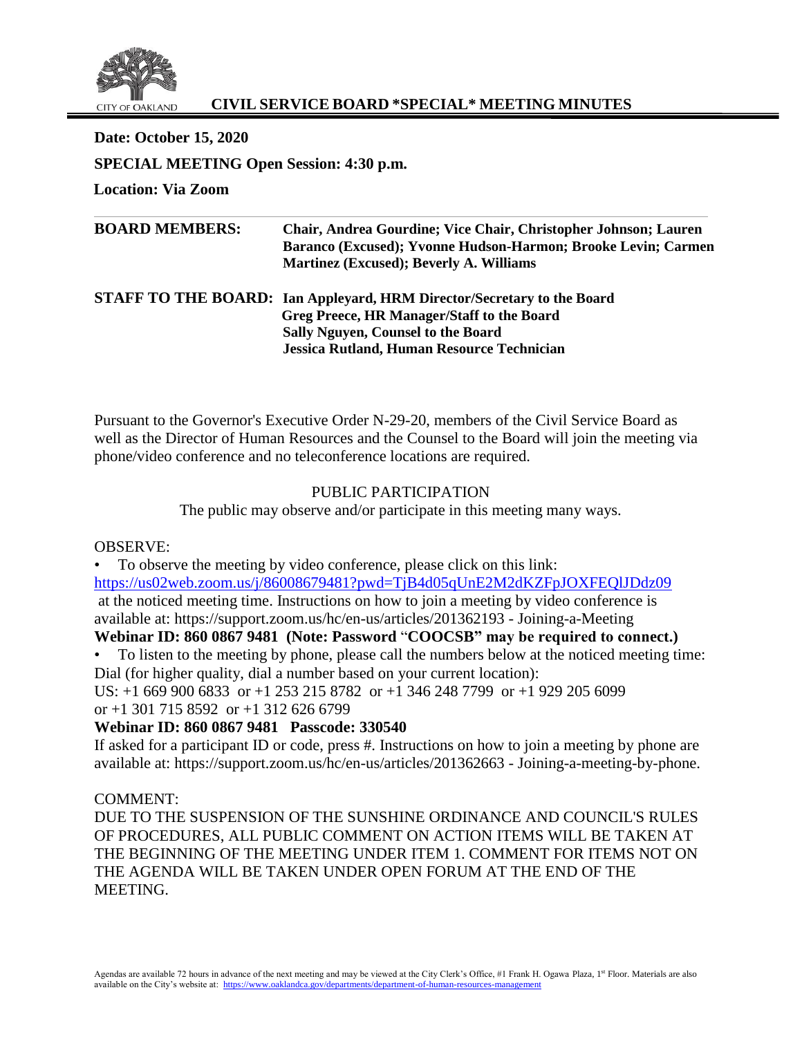CITY OF OAKLAND

# CIVIL SERVICE BOARD *SPECIAL* MEETING MINUTES

**Date: October 15, 2020**

**SPECIAL MEETING Open Session: 4:30 p.m.**

**Location: Via Zoom**

---

| | |
|---|---|
| **BOARD MEMBERS:** | **Chair, Andrea Gourdine; Vice Chair, Christopher Johnson; Lauren Baranco (Excused); Yvonne Hudson-Harmon; Brooke Levin; Carmen Martinez (Excused); Beverly A. Williams** |
| **STAFF TO THE BOARD:** | **Ian Appleyard, HRM Director/Secretary to the Board**<br>**Greg Preece, HR Manager/Staff to the Board**<br>**Sally Nguyen, Counsel to the Board**<br>**Jessica Rutland, Human Resource Technician** |

Pursuant to the Governor's Executive Order N-29-20, members of the Civil Service Board as well as the Director of Human Resources and the Counsel to the Board will join the meeting via phone/video conference and no teleconference locations are required.

PUBLIC PARTICIPATION

The public may observe and/or participate in this meeting many ways.

OBSERVE:

- To observe the meeting by video conference, please click on this link: https://us02web.zoom.us/j/86008679481?pwd=TjB4d05qUnE2M2dKZFpJOXFEQlJDdz09 at the noticed meeting time. Instructions on how to join a meeting by video conference is available at: https://support.zoom.us/hc/en-us/articles/201362193 - Joining-a-Meeting

**Webinar ID: 860 0867 9481 (Note: Password "COOCSB" may be required to connect.)**

- To listen to the meeting by phone, please call the numbers below at the noticed meeting time: Dial (for higher quality, dial a number based on your current location):

US: +1 669 900 6833 or +1 253 215 8782 or +1 346 248 7799 or +1 929 205 6099 or +1 301 715 8592 or +1 312 626 6799

**Webinar ID: 860 0867 9481 Passcode: 330540**

If asked for a participant ID or code, press #. Instructions on how to join a meeting by phone are available at: https://support.zoom.us/hc/en-us/articles/201362663 - Joining-a-meeting-by-phone.

COMMENT:

DUE TO THE SUSPENSION OF THE SUNSHINE ORDINANCE AND COUNCIL'S RULES OF PROCEDURES, ALL PUBLIC COMMENT ON ACTION ITEMS WILL BE TAKEN AT THE BEGINNING OF THE MEETING UNDER ITEM 1. COMMENT FOR ITEMS NOT ON THE AGENDA WILL BE TAKEN UNDER OPEN FORUM AT THE END OF THE MEETING.

Agendas are available 72 hours in advance of the next meeting and may be viewed at the City Clerk's Office, #1 Frank H. Ogawa Plaza, 1st Floor. Materials are also available on the City's website at: https://www.oaklandca.gov/departments/department-of-human-resources-management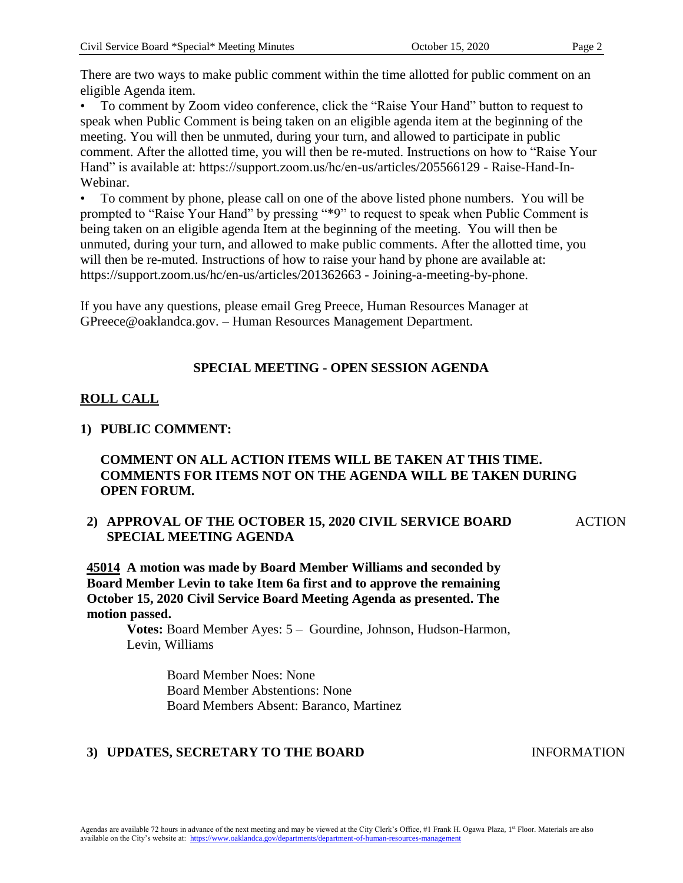There are two ways to make public comment within the time allotted for public comment on an eligible Agenda item.

- To comment by Zoom video conference, click the "Raise Your Hand" button to request to speak when Public Comment is being taken on an eligible agenda item at the beginning of the meeting. You will then be unmuted, during your turn, and allowed to participate in public comment. After the allotted time, you will then be re-muted. Instructions on how to "Raise Your Hand" is available at: https://support.zoom.us/hc/en-us/articles/205566129 - Raise-Hand-In-Webinar.
- To comment by phone, please call on one of the above listed phone numbers. You will be prompted to "Raise Your Hand" by pressing "*9" to request to speak when Public Comment is being taken on an eligible agenda Item at the beginning of the meeting. You will then be unmuted, during your turn, and allowed to make public comments. After the allotted time, you will then be re-muted. Instructions of how to raise your hand by phone are available at: https://support.zoom.us/hc/en-us/articles/201362663 - Joining-a-meeting-by-phone.

If you have any questions, please email Greg Preece, Human Resources Manager at GPreece@oaklandca.gov. – Human Resources Management Department.

## SPECIAL MEETING - OPEN SESSION AGENDA

**ROLL CALL**

**1) PUBLIC COMMENT:**

**COMMENT ON ALL ACTION ITEMS WILL BE TAKEN AT THIS TIME. COMMENTS FOR ITEMS NOT ON THE AGENDA WILL BE TAKEN DURING OPEN FORUM.**

**2) APPROVAL OF THE OCTOBER 15, 2020 CIVIL SERVICE BOARD SPECIAL MEETING AGENDA** — ACTION

**45014 A motion was made by Board Member Williams and seconded by Board Member Levin to take Item 6a first and to approve the remaining October 15, 2020 Civil Service Board Meeting Agenda as presented. The motion passed.**

**Votes:** Board Member Ayes: 5 – Gourdine, Johnson, Hudson-Harmon, Levin, Williams

Board Member Noes: None
Board Member Abstentions: None
Board Members Absent: Baranco, Martinez

**3) UPDATES, SECRETARY TO THE BOARD** — INFORMATION

Agendas are available 72 hours in advance of the next meeting and may be viewed at the City Clerk's Office, #1 Frank H. Ogawa Plaza, 1st Floor. Materials are also available on the City's website at: https://www.oaklandca.gov/departments/department-of-human-resources-management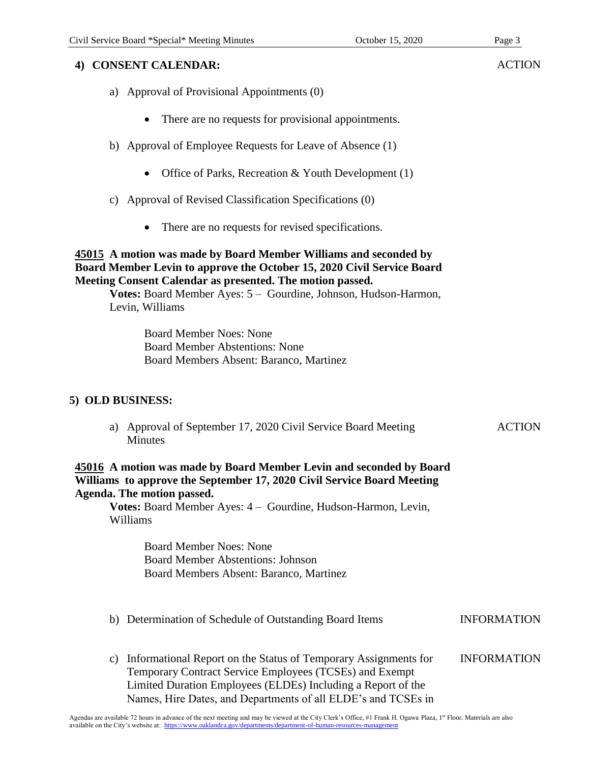## 4) CONSENT CALENDAR: ACTION

a) Approval of Provisional Appointments (0)

- There are no requests for provisional appointments.

b) Approval of Employee Requests for Leave of Absence (1)

- Office of Parks, Recreation & Youth Development (1)

c) Approval of Revised Classification Specifications (0)

- There are no requests for revised specifications.

**45015 A motion was made by Board Member Williams and seconded by Board Member Levin to approve the October 15, 2020 Civil Service Board Meeting Consent Calendar as presented. The motion passed.**

**Votes:** Board Member Ayes: 5 – Gourdine, Johnson, Hudson-Harmon, Levin, Williams

Board Member Noes: None
Board Member Abstentions: None
Board Members Absent: Baranco, Martinez

## 5) OLD BUSINESS:

a) Approval of September 17, 2020 Civil Service Board Meeting Minutes — ACTION

**45016 A motion was made by Board Member Levin and seconded by Board Williams to approve the September 17, 2020 Civil Service Board Meeting Agenda. The motion passed.**

**Votes:** Board Member Ayes: 4 – Gourdine, Hudson-Harmon, Levin, Williams

Board Member Noes: None
Board Member Abstentions: Johnson
Board Members Absent: Baranco, Martinez

b) Determination of Schedule of Outstanding Board Items — INFORMATION

c) Informational Report on the Status of Temporary Assignments for Temporary Contract Service Employees (TCSEs) and Exempt Limited Duration Employees (ELDEs) Including a Report of the Names, Hire Dates, and Departments of all ELDE's and TCSEs in — INFORMATION

Agendas are available 72 hours in advance of the next meeting and may be viewed at the City Clerk's Office, #1 Frank H. Ogawa Plaza, 1st Floor. Materials are also available on the City's website at: https://www.oaklandca.gov/departments/department-of-human-resources-management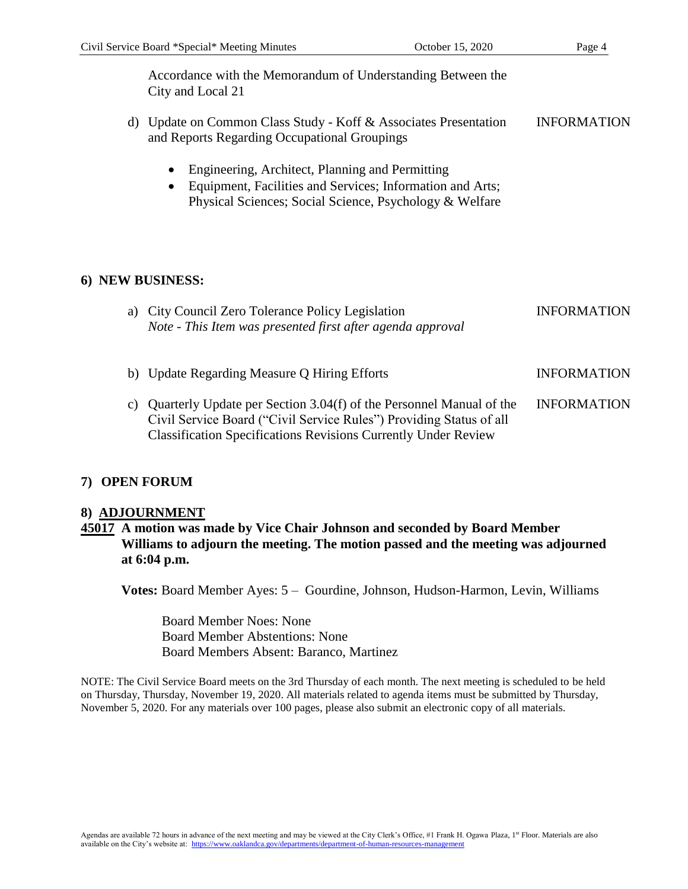Accordance with the Memorandum of Understanding Between the City and Local 21

d) Update on Common Class Study - Koff & Associates Presentation and Reports Regarding Occupational Groupings — INFORMATION

- Engineering, Architect, Planning and Permitting
- Equipment, Facilities and Services; Information and Arts; Physical Sciences; Social Science, Psychology & Welfare

## 6) NEW BUSINESS:

a) City Council Zero Tolerance Policy Legislation — INFORMATION
*Note - This Item was presented first after agenda approval*

b) Update Regarding Measure Q Hiring Efforts — INFORMATION

c) Quarterly Update per Section 3.04(f) of the Personnel Manual of the Civil Service Board ("Civil Service Rules") Providing Status of all Classification Specifications Revisions Currently Under Review — INFORMATION

## 7) OPEN FORUM

## 8) ADJOURNMENT

**45017 A motion was made by Vice Chair Johnson and seconded by Board Member Williams to adjourn the meeting. The motion passed and the meeting was adjourned at 6:04 p.m.**

**Votes:** Board Member Ayes: 5 – Gourdine, Johnson, Hudson-Harmon, Levin, Williams

Board Member Noes: None
Board Member Abstentions: None
Board Members Absent: Baranco, Martinez

NOTE: The Civil Service Board meets on the 3rd Thursday of each month. The next meeting is scheduled to be held on Thursday, Thursday, November 19, 2020. All materials related to agenda items must be submitted by Thursday, November 5, 2020. For any materials over 100 pages, please also submit an electronic copy of all materials.

Agendas are available 72 hours in advance of the next meeting and may be viewed at the City Clerk's Office, #1 Frank H. Ogawa Plaza, 1st Floor. Materials are also available on the City's website at: https://www.oaklandca.gov/departments/department-of-human-resources-management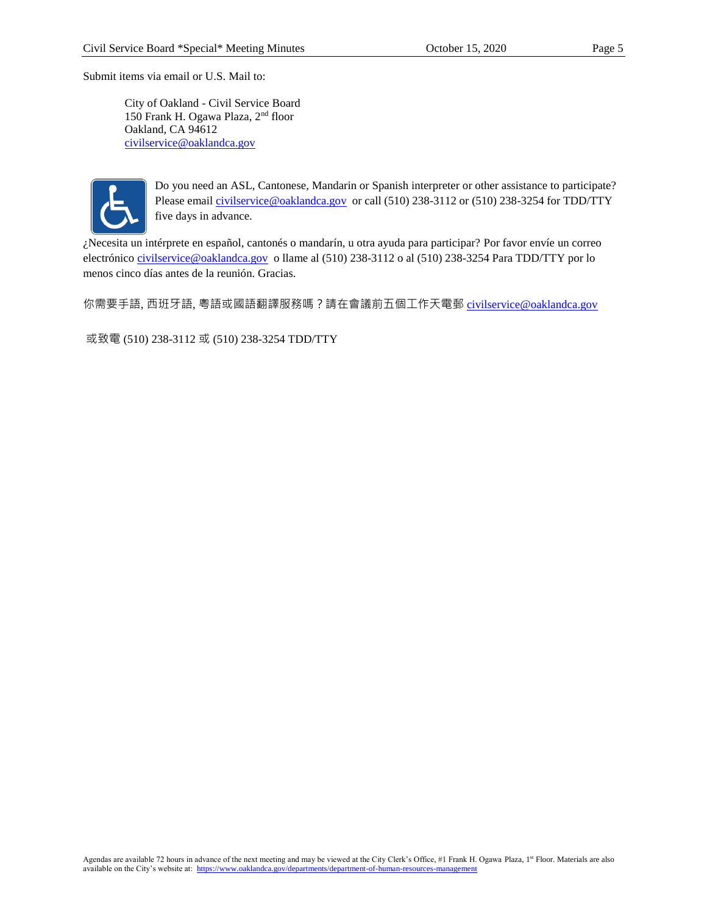Submit items via email or U.S. Mail to:

City of Oakland - Civil Service Board
150 Frank H. Ogawa Plaza, 2nd floor
Oakland, CA 94612
civilservice@oaklandca.gov

Do you need an ASL, Cantonese, Mandarin or Spanish interpreter or other assistance to participate? Please email civilservice@oaklandca.gov or call (510) 238-3112 or (510) 238-3254 for TDD/TTY five days in advance.

¿Necesita un intérprete en español, cantonés o mandarín, u otra ayuda para participar? Por favor envíe un correo electrónico civilservice@oaklandca.gov o llame al (510) 238-3112 o al (510) 238-3254 Para TDD/TTY por lo menos cinco días antes de la reunión. Gracias.

你需要手語, 西班牙語, 粵語或國語翻譯服務嗎？請在會議前五個工作天電郵 civilservice@oaklandca.gov

或致電 (510) 238-3112 或 (510) 238-3254 TDD/TTY

Agendas are available 72 hours in advance of the next meeting and may be viewed at the City Clerk's Office, #1 Frank H. Ogawa Plaza, 1st Floor. Materials are also available on the City's website at: https://www.oaklandca.gov/departments/department-of-human-resources-management